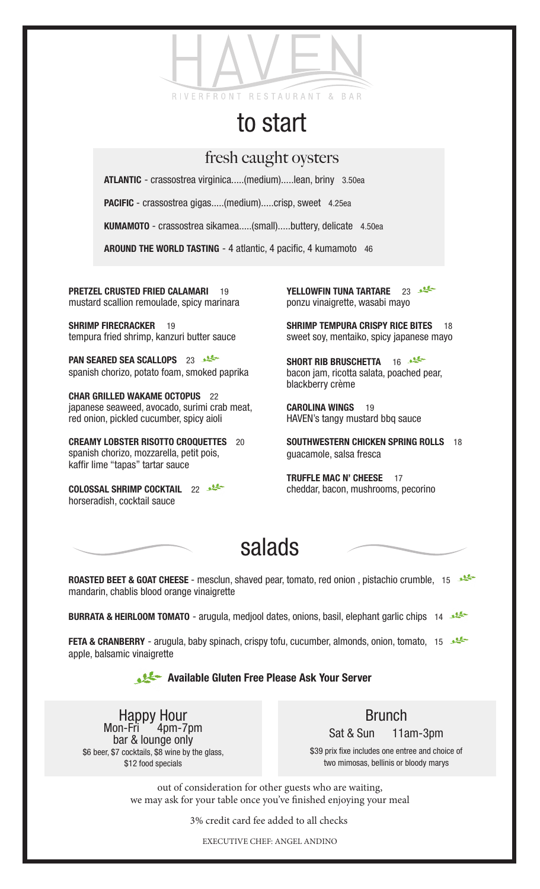# HAVEN

RIVERFRONT RESTAURANT & BAR

# to start

## fresh caught oysters

**ATLANTIC** - crassostrea virginica.....(medium).....lean, briny 3.50ea

**PACIFIC** - crassostrea gigas.....(medium).....crisp, sweet 4.25ea

**KUMAMOTO** - crassostrea sikamea.....(small).....buttery, delicate 4.50ea

**AROUND THE WORLD TASTING** - 4 atlantic, 4 pacific, 4 kumamoto 46

**PRETZEL CRUSTED FRIED CALAMARI** 19
mustard scallion remoulade, spicy marinara

**SHRIMP FIRECRACKER** 19
tempura fried shrimp, kanzuri butter sauce

**PAN SEARED SEA SCALLOPS** 23 🌿
spanish chorizo, potato foam, smoked paprika

**CHAR GRILLED WAKAME OCTOPUS** 22
japanese seaweed, avocado, surimi crab meat, red onion, pickled cucumber, spicy aioli

**CREAMY LOBSTER RISOTTO CROQUETTES** 20
spanish chorizo, mozzarella, petit pois, kaffir lime "tapas" tartar sauce

**COLOSSAL SHRIMP COCKTAIL** 22 🌿
horseradish, cocktail sauce

**YELLOWFIN TUNA TARTARE** 23 🌿
ponzu vinaigrette, wasabi mayo

**SHRIMP TEMPURA CRISPY RICE BITES** 18
sweet soy, mentaiko, spicy japanese mayo

**SHORT RIB BRUSCHETTA** 16 🌿
bacon jam, ricotta salata, poached pear, blackberry crème

**CAROLINA WINGS** 19
HAVEN's tangy mustard bbq sauce

**SOUTHWESTERN CHICKEN SPRING ROLLS** 18
guacamole, salsa fresca

**TRUFFLE MAC N' CHEESE** 17
cheddar, bacon, mushrooms, pecorino

# salads

**ROASTED BEET & GOAT CHEESE** - mesclun, shaved pear, tomato, red onion , pistachio crumble, mandarin, chablis blood orange vinaigrette 15 🌿

**BURRATA & HEIRLOOM TOMATO** - arugula, medjool dates, onions, basil, elephant garlic chips 14 🌿

**FETA & CRANBERRY** - arugula, baby spinach, crispy tofu, cucumber, almonds, onion, tomato, apple, balsamic vinaigrette 15 🌿

🌿 **Available Gluten Free Please Ask Your Server**

## Happy Hour

Mon-Fri 4pm-7pm
bar & lounge only
$6 beer, $7 cocktails, $8 wine by the glass, $12 food specials

## Brunch

Sat & Sun 11am-3pm

$39 prix fixe includes one entree and choice of two mimosas, bellinis or bloody marys

out of consideration for other guests who are waiting, we may ask for your table once you've finished enjoying your meal

3% credit card fee added to all checks

EXECUTIVE CHEF: ANGEL ANDINO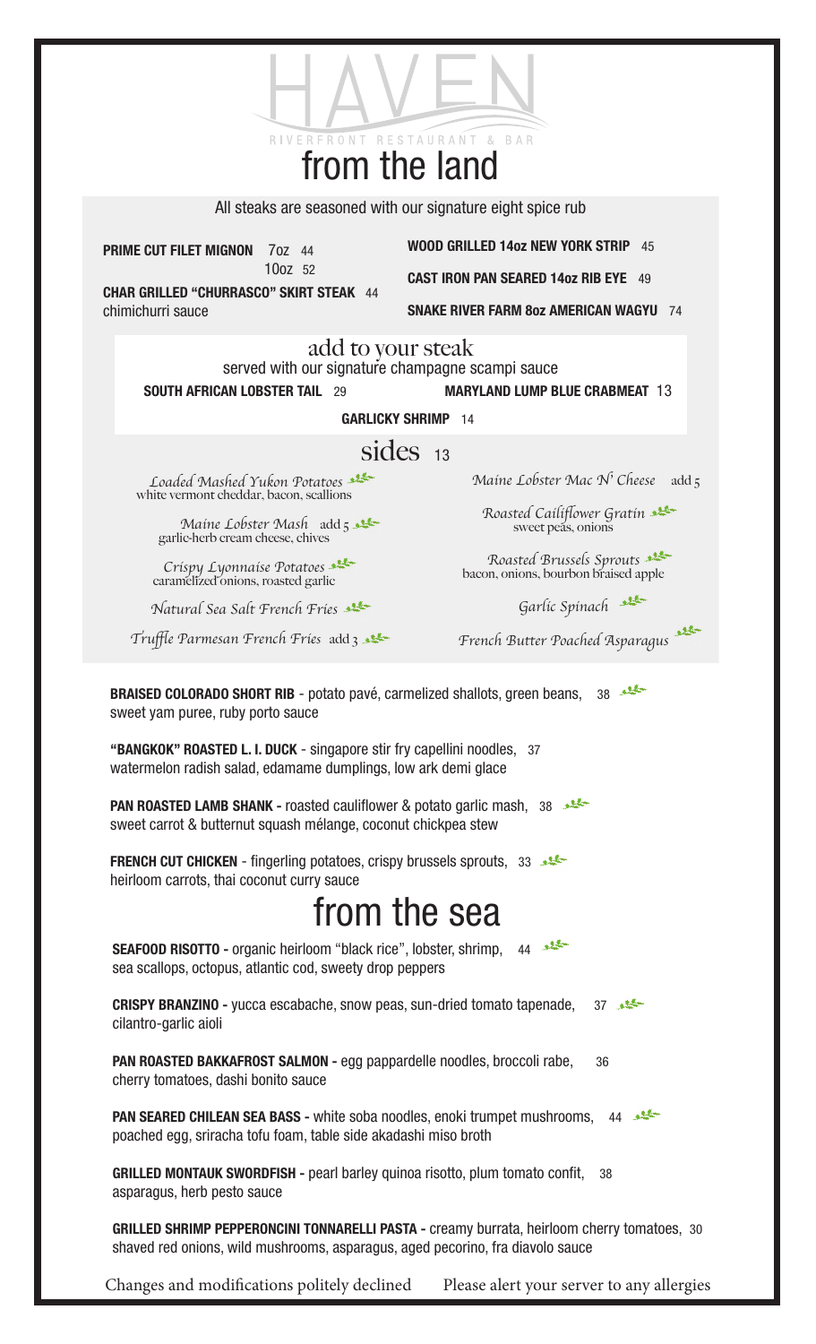# HAVEN

RIVERFRONT RESTAURANT & BAR

# from the land

All steaks are seasoned with our signature eight spice rub

**PRIME CUT FILET MIGNON** 7oz 44
10oz 52

**CHAR GRILLED "CHURRASCO" SKIRT STEAK** 44
chimichurri sauce

**WOOD GRILLED 14oz NEW YORK STRIP** 45

**CAST IRON PAN SEARED 14oz RIB EYE** 49

**SNAKE RIVER FARM 8oz AMERICAN WAGYU** 74

## add to your steak

served with our signature champagne scampi sauce

**SOUTH AFRICAN LOBSTER TAIL** 29

**MARYLAND LUMP BLUE CRABMEAT** 13

**GARLICKY SHRIMP** 14

## sides 13

*Loaded Mashed Yukon Potatoes*
white vermont cheddar, bacon, scallions

*Maine Lobster Mash* add 5
garlic-herb cream cheese, chives

*Crispy Lyonnaise Potatoes*
caramelized onions, roasted garlic

*Natural Sea Salt French Fries*

*Truffle Parmesan French Fries* add 3

*Maine Lobster Mac N' Cheese* add 5

*Roasted Cailiflower Gratin*
sweet peas, onions

*Roasted Brussels Sprouts*
bacon, onions, bourbon braised apple

*Garlic Spinach*

*French Butter Poached Asparagus*

**BRAISED COLORADO SHORT RIB** - potato pavé, carmelized shallots, green beans, sweet yam puree, ruby porto sauce 38

**"BANGKOK" ROASTED L. I. DUCK** - singapore stir fry capellini noodles, watermelon radish salad, edamame dumplings, low ark demi glace 37

**PAN ROASTED LAMB SHANK** - roasted cauliflower & potato garlic mash, sweet carrot & butternut squash mélange, coconut chickpea stew 38

**FRENCH CUT CHICKEN** - fingerling potatoes, crispy brussels sprouts, heirloom carrots, thai coconut curry sauce 33

# from the sea

**SEAFOOD RISOTTO** - organic heirloom "black rice", lobster, shrimp, sea scallops, octopus, atlantic cod, sweety drop peppers 44

**CRISPY BRANZINO** - yucca escabache, snow peas, sun-dried tomato tapenade, cilantro-garlic aioli 37

**PAN ROASTED BAKKAFROST SALMON** - egg pappardelle noodles, broccoli rabe, cherry tomatoes, dashi bonito sauce 36

**PAN SEARED CHILEAN SEA BASS** - white soba noodles, enoki trumpet mushrooms, poached egg, sriracha tofu foam, table side akadashi miso broth 44

**GRILLED MONTAUK SWORDFISH** - pearl barley quinoa risotto, plum tomato confit, asparagus, herb pesto sauce 38

**GRILLED SHRIMP PEPPERONCINI TONNARELLI PASTA** - creamy burrata, heirloom cherry tomatoes, shaved red onions, wild mushrooms, asparagus, aged pecorino, fra diavolo sauce 30

Changes and modifications politely declined

Please alert your server to any allergies